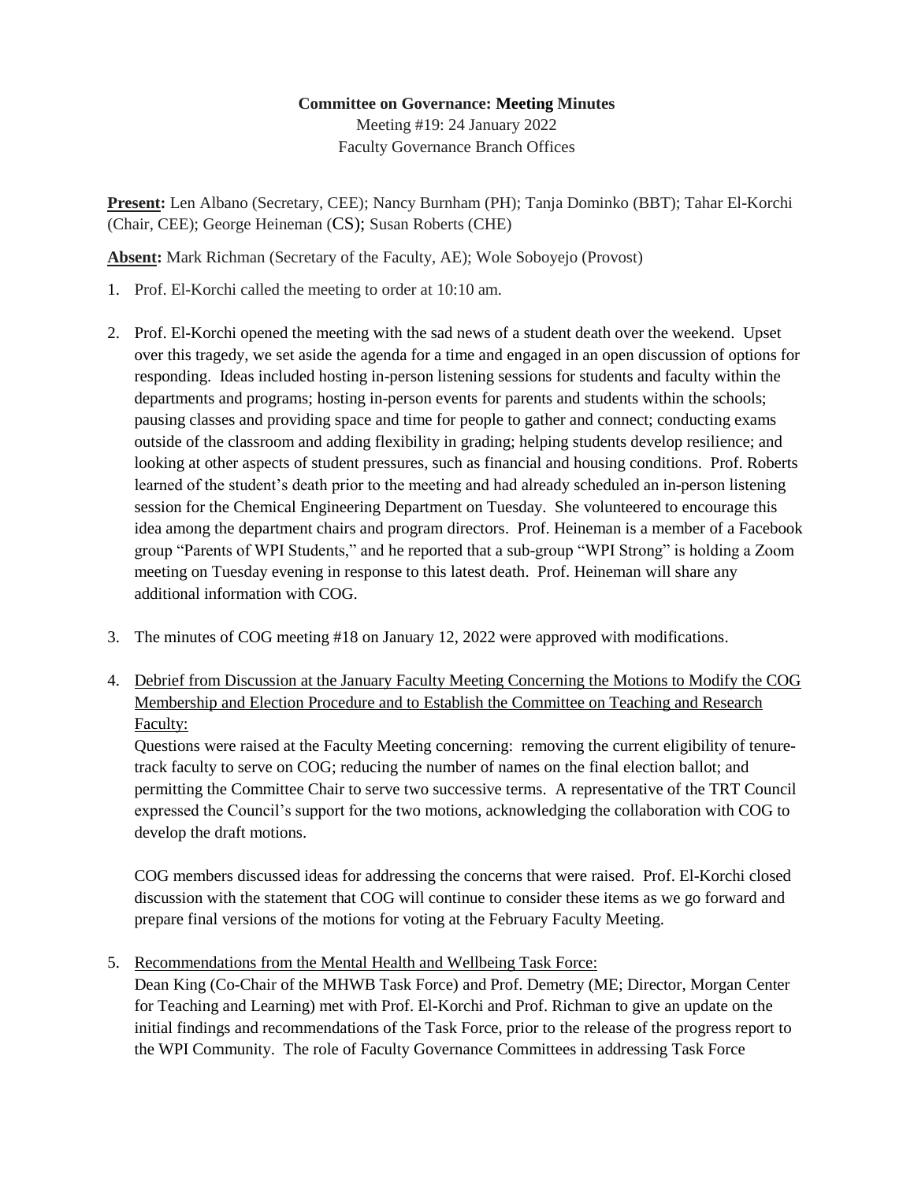**Committee on Governance: Meeting Minutes**

Meeting #19: 24 January 2022

Faculty Governance Branch Offices

**Present:** Len Albano (Secretary, CEE); Nancy Burnham (PH); Tanja Dominko (BBT); Tahar El-Korchi (Chair, CEE); George Heineman (CS); Susan Roberts (CHE)

**Absent:** Mark Richman (Secretary of the Faculty, AE); Wole Soboyejo (Provost)

1. Prof. El-Korchi called the meeting to order at 10:10 am.

2. Prof. El-Korchi opened the meeting with the sad news of a student death over the weekend. Upset over this tragedy, we set aside the agenda for a time and engaged in an open discussion of options for responding. Ideas included hosting in-person listening sessions for students and faculty within the departments and programs; hosting in-person events for parents and students within the schools; pausing classes and providing space and time for people to gather and connect; conducting exams outside of the classroom and adding flexibility in grading; helping students develop resilience; and looking at other aspects of student pressures, such as financial and housing conditions. Prof. Roberts learned of the student's death prior to the meeting and had already scheduled an in-person listening session for the Chemical Engineering Department on Tuesday. She volunteered to encourage this idea among the department chairs and program directors. Prof. Heineman is a member of a Facebook group "Parents of WPI Students," and he reported that a sub-group "WPI Strong" is holding a Zoom meeting on Tuesday evening in response to this latest death. Prof. Heineman will share any additional information with COG.

3. The minutes of COG meeting #18 on January 12, 2022 were approved with modifications.

4. <u>Debrief from Discussion at the January Faculty Meeting Concerning the Motions to Modify the COG Membership and Election Procedure and to Establish the Committee on Teaching and Research Faculty:</u>

   Questions were raised at the Faculty Meeting concerning: removing the current eligibility of tenure-track faculty to serve on COG; reducing the number of names on the final election ballot; and permitting the Committee Chair to serve two successive terms. A representative of the TRT Council expressed the Council's support for the two motions, acknowledging the collaboration with COG to develop the draft motions.

   COG members discussed ideas for addressing the concerns that were raised. Prof. El-Korchi closed discussion with the statement that COG will continue to consider these items as we go forward and prepare final versions of the motions for voting at the February Faculty Meeting.

5. <u>Recommendations from the Mental Health and Wellbeing Task Force:</u>

   Dean King (Co-Chair of the MHWB Task Force) and Prof. Demetry (ME; Director, Morgan Center for Teaching and Learning) met with Prof. El-Korchi and Prof. Richman to give an update on the initial findings and recommendations of the Task Force, prior to the release of the progress report to the WPI Community. The role of Faculty Governance Committees in addressing Task Force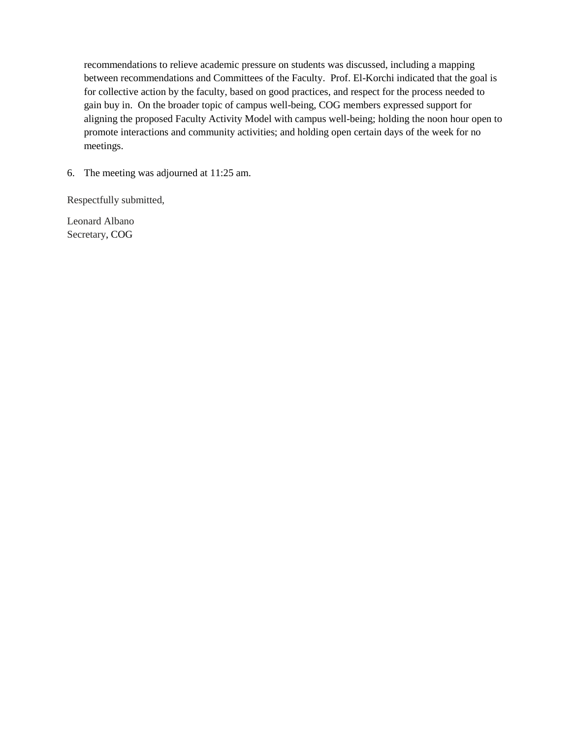recommendations to relieve academic pressure on students was discussed, including a mapping between recommendations and Committees of the Faculty. Prof. El-Korchi indicated that the goal is for collective action by the faculty, based on good practices, and respect for the process needed to gain buy in. On the broader topic of campus well-being, COG members expressed support for aligning the proposed Faculty Activity Model with campus well-being; holding the noon hour open to promote interactions and community activities; and holding open certain days of the week for no meetings.

6. The meeting was adjourned at 11:25 am.

Respectfully submitted,

Leonard Albano
Secretary, COG